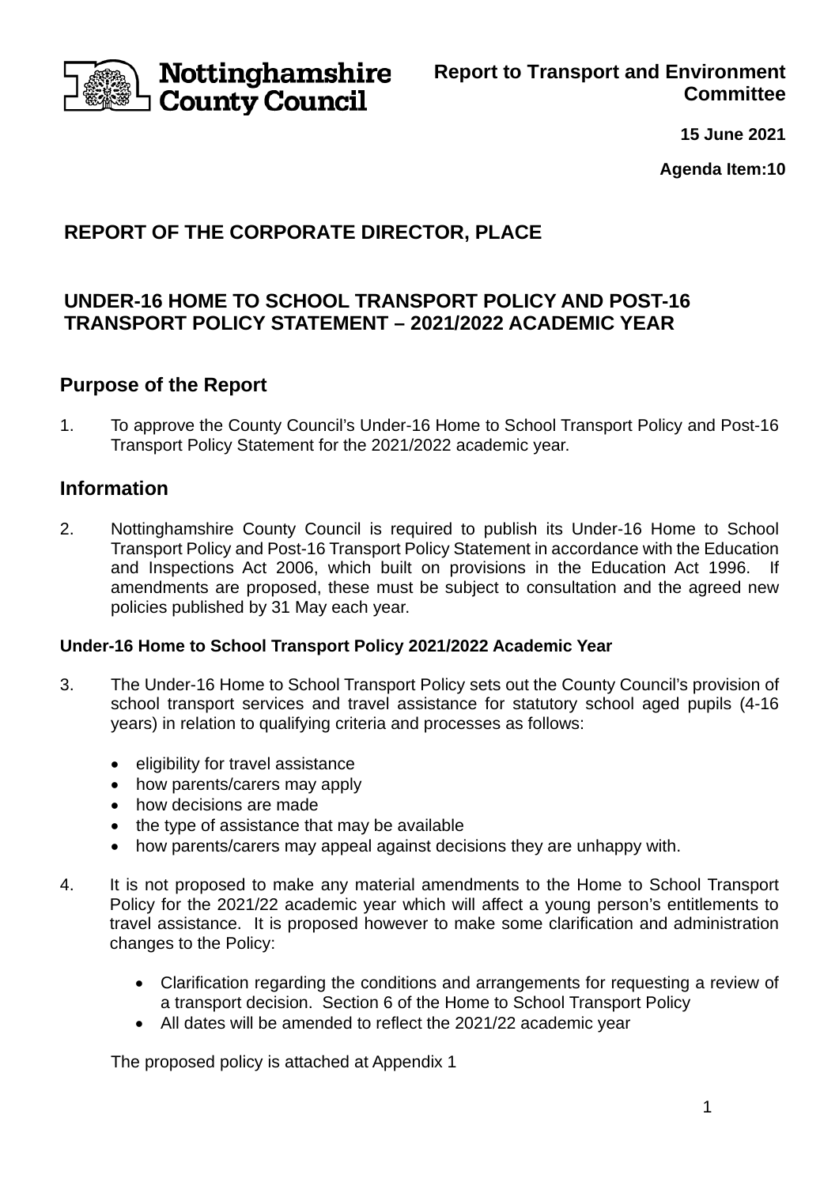Nottinghamshire County Council

**Report to Transport and Environment Committee**

**15 June 2021**

**Agenda Item:10**

# REPORT OF THE CORPORATE DIRECTOR, PLACE

# UNDER-16 HOME TO SCHOOL TRANSPORT POLICY AND POST-16 TRANSPORT POLICY STATEMENT – 2021/2022 ACADEMIC YEAR

## Purpose of the Report

1. To approve the County Council's Under-16 Home to School Transport Policy and Post-16 Transport Policy Statement for the 2021/2022 academic year.

## Information

2. Nottinghamshire County Council is required to publish its Under-16 Home to School Transport Policy and Post-16 Transport Policy Statement in accordance with the Education and Inspections Act 2006, which built on provisions in the Education Act 1996. If amendments are proposed, these must be subject to consultation and the agreed new policies published by 31 May each year.

**Under-16 Home to School Transport Policy 2021/2022 Academic Year**

3. The Under-16 Home to School Transport Policy sets out the County Council's provision of school transport services and travel assistance for statutory school aged pupils (4-16 years) in relation to qualifying criteria and processes as follows:

   - eligibility for travel assistance
   - how parents/carers may apply
   - how decisions are made
   - the type of assistance that may be available
   - how parents/carers may appeal against decisions they are unhappy with.

4. It is not proposed to make any material amendments to the Home to School Transport Policy for the 2021/22 academic year which will affect a young person's entitlements to travel assistance. It is proposed however to make some clarification and administration changes to the Policy:

   - Clarification regarding the conditions and arrangements for requesting a review of a transport decision. Section 6 of the Home to School Transport Policy
   - All dates will be amended to reflect the 2021/22 academic year

   The proposed policy is attached at Appendix 1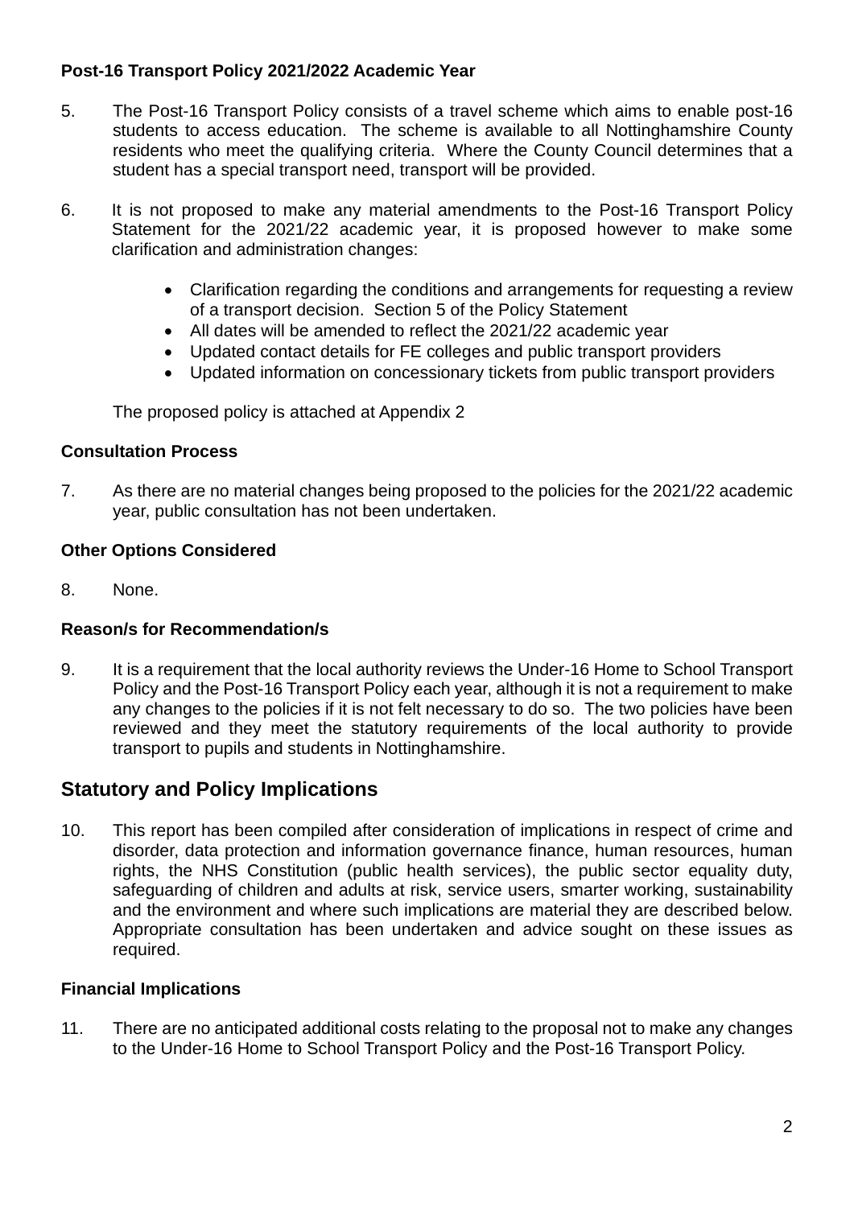**Post-16 Transport Policy 2021/2022 Academic Year**

5. The Post-16 Transport Policy consists of a travel scheme which aims to enable post-16 students to access education. The scheme is available to all Nottinghamshire County residents who meet the qualifying criteria. Where the County Council determines that a student has a special transport need, transport will be provided.

6. It is not proposed to make any material amendments to the Post-16 Transport Policy Statement for the 2021/22 academic year, it is proposed however to make some clarification and administration changes:

   - Clarification regarding the conditions and arrangements for requesting a review of a transport decision. Section 5 of the Policy Statement
   - All dates will be amended to reflect the 2021/22 academic year
   - Updated contact details for FE colleges and public transport providers
   - Updated information on concessionary tickets from public transport providers

   The proposed policy is attached at Appendix 2

**Consultation Process**

7. As there are no material changes being proposed to the policies for the 2021/22 academic year, public consultation has not been undertaken.

**Other Options Considered**

8. None.

**Reason/s for Recommendation/s**

9. It is a requirement that the local authority reviews the Under-16 Home to School Transport Policy and the Post-16 Transport Policy each year, although it is not a requirement to make any changes to the policies if it is not felt necessary to do so. The two policies have been reviewed and they meet the statutory requirements of the local authority to provide transport to pupils and students in Nottinghamshire.

## Statutory and Policy Implications

10. This report has been compiled after consideration of implications in respect of crime and disorder, data protection and information governance finance, human resources, human rights, the NHS Constitution (public health services), the public sector equality duty, safeguarding of children and adults at risk, service users, smarter working, sustainability and the environment and where such implications are material they are described below. Appropriate consultation has been undertaken and advice sought on these issues as required.

**Financial Implications**

11. There are no anticipated additional costs relating to the proposal not to make any changes to the Under-16 Home to School Transport Policy and the Post-16 Transport Policy.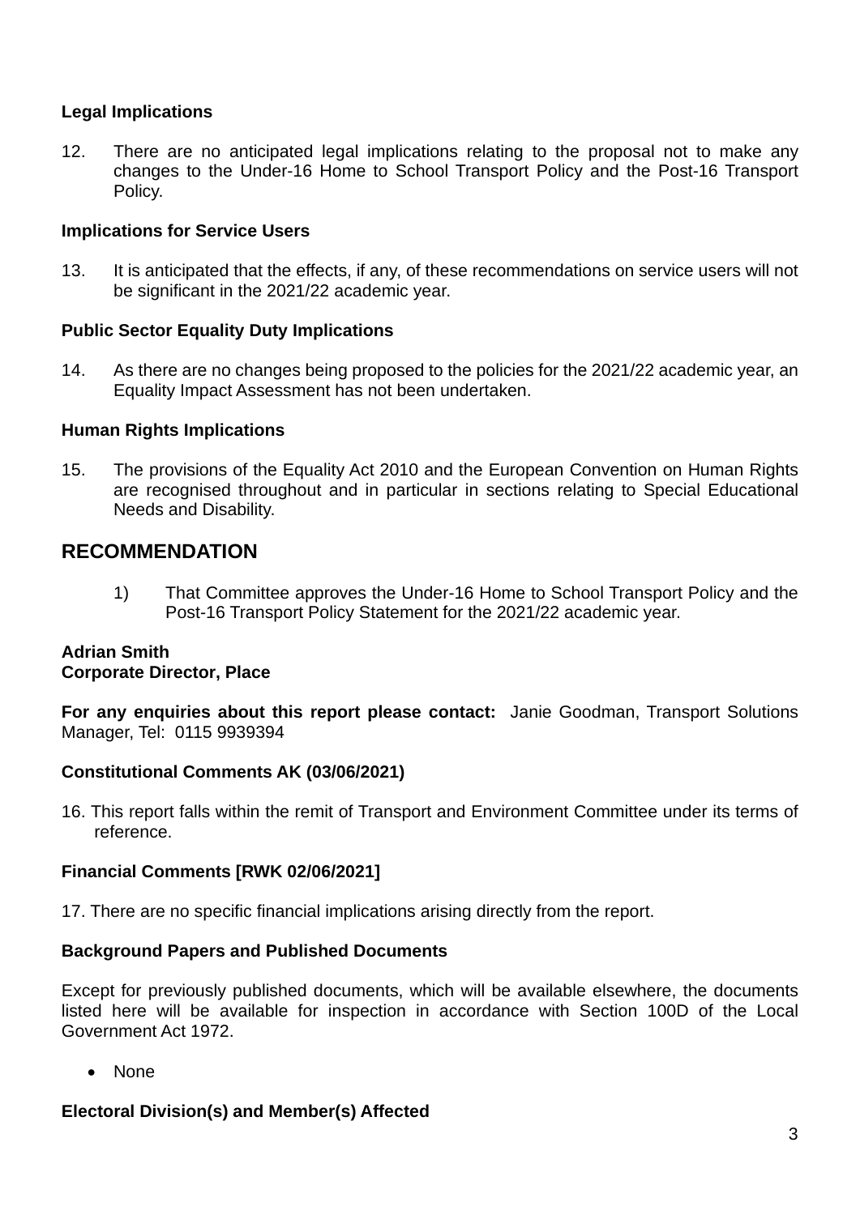**Legal Implications**

12. There are no anticipated legal implications relating to the proposal not to make any changes to the Under-16 Home to School Transport Policy and the Post-16 Transport Policy.

**Implications for Service Users**

13. It is anticipated that the effects, if any, of these recommendations on service users will not be significant in the 2021/22 academic year.

**Public Sector Equality Duty Implications**

14. As there are no changes being proposed to the policies for the 2021/22 academic year, an Equality Impact Assessment has not been undertaken.

**Human Rights Implications**

15. The provisions of the Equality Act 2010 and the European Convention on Human Rights are recognised throughout and in particular in sections relating to Special Educational Needs and Disability.

## RECOMMENDATION

1) That Committee approves the Under-16 Home to School Transport Policy and the Post-16 Transport Policy Statement for the 2021/22 academic year.

**Adrian Smith**
**Corporate Director, Place**

**For any enquiries about this report please contact:** Janie Goodman, Transport Solutions Manager, Tel: 0115 9939394

**Constitutional Comments AK (03/06/2021)**

16. This report falls within the remit of Transport and Environment Committee under its terms of reference.

**Financial Comments [RWK 02/06/2021]**

17. There are no specific financial implications arising directly from the report.

**Background Papers and Published Documents**

Except for previously published documents, which will be available elsewhere, the documents listed here will be available for inspection in accordance with Section 100D of the Local Government Act 1972.

- None

**Electoral Division(s) and Member(s) Affected**